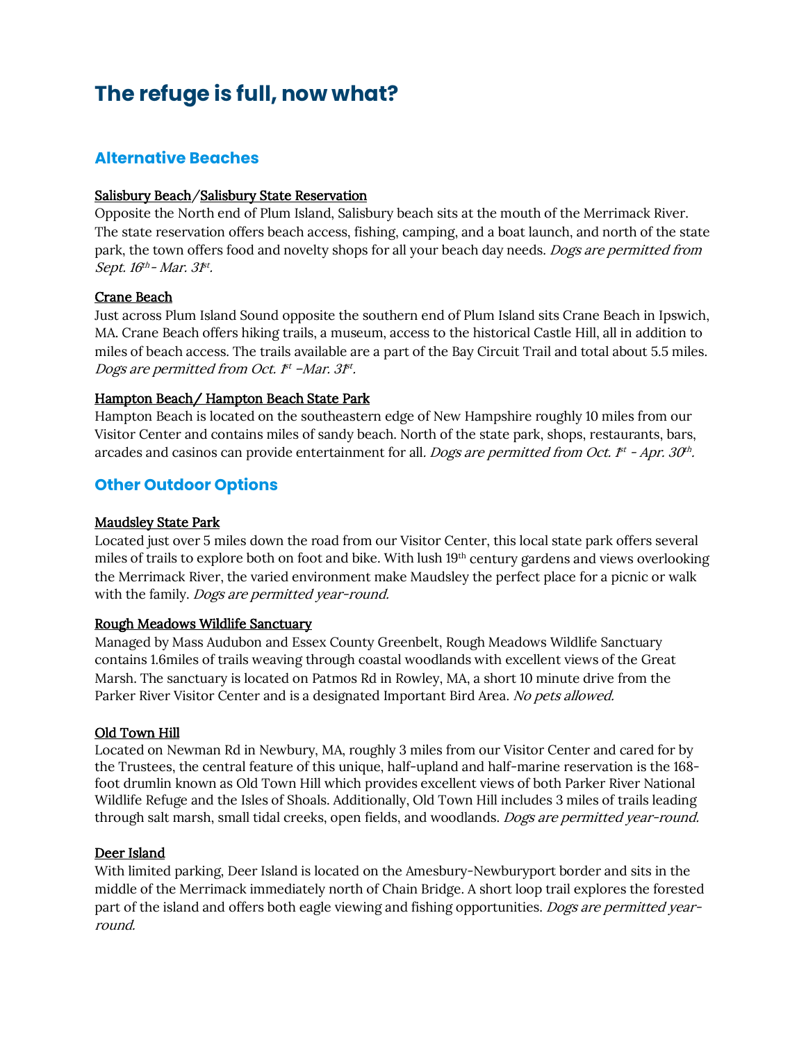# The refuge is full, now what?

## Alternative Beaches

### Salisbury Beach/Salisbury State Reservation

Opposite the North end of Plum Island, Salisbury beach sits at the mouth of the Merrimack River. The state reservation offers beach access, fishing, camping, and a boat launch, and north of the state park, the town offers food and novelty shops for all your beach day needs. *Dogs are permitted from Sept. 16th - Mar. 31st.*

### Crane Beach

Just across Plum Island Sound opposite the southern end of Plum Island sits Crane Beach in Ipswich, MA. Crane Beach offers hiking trails, a museum, access to the historical Castle Hill, all in addition to miles of beach access. The trails available are a part of the Bay Circuit Trail and total about 5.5 miles. *Dogs are permitted from Oct. 1st –Mar. 31st.*

### Hampton Beach/ Hampton Beach State Park

Hampton Beach is located on the southeastern edge of New Hampshire roughly 10 miles from our Visitor Center and contains miles of sandy beach. North of the state park, shops, restaurants, bars, arcades and casinos can provide entertainment for all. *Dogs are permitted from Oct. 1st - Apr. 30th.*

## Other Outdoor Options

### Maudsley State Park

Located just over 5 miles down the road from our Visitor Center, this local state park offers several miles of trails to explore both on foot and bike. With lush 19th century gardens and views overlooking the Merrimack River, the varied environment make Maudsley the perfect place for a picnic or walk with the family. *Dogs are permitted year-round.*

### Rough Meadows Wildlife Sanctuary

Managed by Mass Audubon and Essex County Greenbelt, Rough Meadows Wildlife Sanctuary contains 1.6miles of trails weaving through coastal woodlands with excellent views of the Great Marsh. The sanctuary is located on Patmos Rd in Rowley, MA, a short 10 minute drive from the Parker River Visitor Center and is a designated Important Bird Area. *No pets allowed.*

### Old Town Hill

Located on Newman Rd in Newbury, MA, roughly 3 miles from our Visitor Center and cared for by the Trustees, the central feature of this unique, half-upland and half-marine reservation is the 168-foot drumlin known as Old Town Hill which provides excellent views of both Parker River National Wildlife Refuge and the Isles of Shoals. Additionally, Old Town Hill includes 3 miles of trails leading through salt marsh, small tidal creeks, open fields, and woodlands. *Dogs are permitted year-round.*

### Deer Island

With limited parking, Deer Island is located on the Amesbury-Newburyport border and sits in the middle of the Merrimack immediately north of Chain Bridge. A short loop trail explores the forested part of the island and offers both eagle viewing and fishing opportunities. *Dogs are permitted year-round.*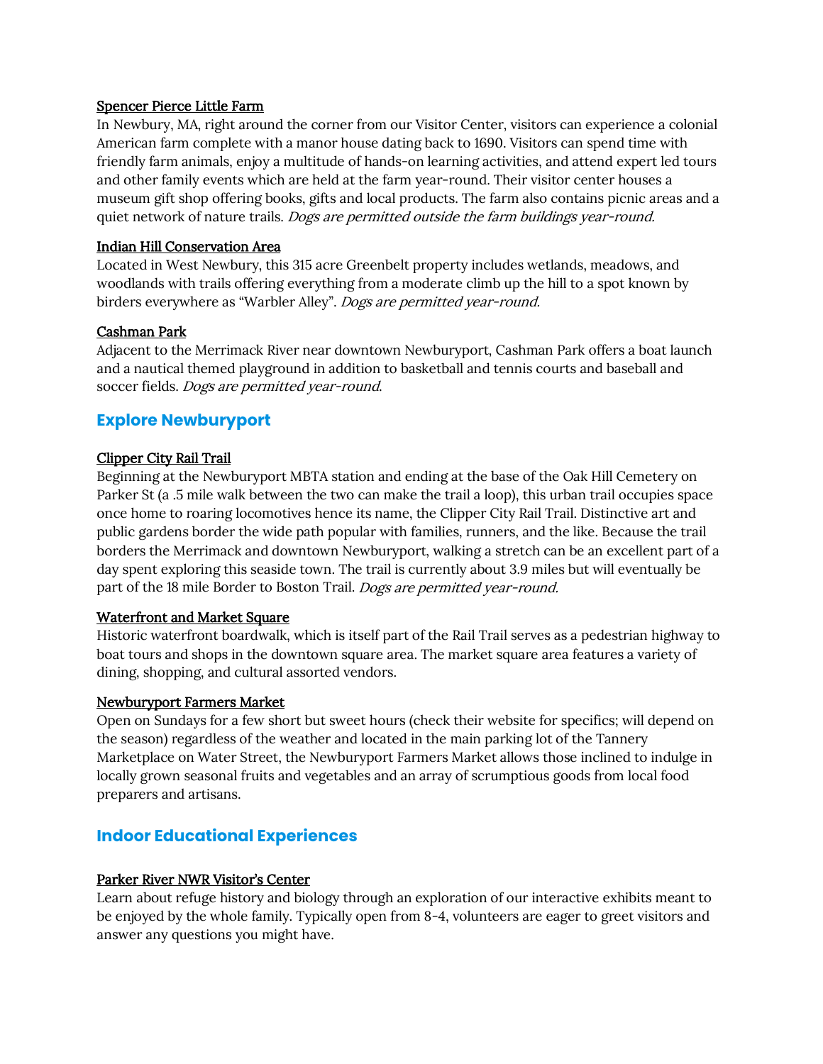Spencer Pierce Little Farm

In Newbury, MA, right around the corner from our Visitor Center, visitors can experience a colonial American farm complete with a manor house dating back to 1690. Visitors can spend time with friendly farm animals, enjoy a multitude of hands-on learning activities, and attend expert led tours and other family events which are held at the farm year-round. Their visitor center houses a museum gift shop offering books, gifts and local products. The farm also contains picnic areas and a quiet network of nature trails. *Dogs are permitted outside the farm buildings year-round.*

Indian Hill Conservation Area

Located in West Newbury, this 315 acre Greenbelt property includes wetlands, meadows, and woodlands with trails offering everything from a moderate climb up the hill to a spot known by birders everywhere as "Warbler Alley". *Dogs are permitted year-round.*

Cashman Park

Adjacent to the Merrimack River near downtown Newburyport, Cashman Park offers a boat launch and a nautical themed playground in addition to basketball and tennis courts and baseball and soccer fields. *Dogs are permitted year-round.*

## Explore Newburyport

Clipper City Rail Trail

Beginning at the Newburyport MBTA station and ending at the base of the Oak Hill Cemetery on Parker St (a .5 mile walk between the two can make the trail a loop), this urban trail occupies space once home to roaring locomotives hence its name, the Clipper City Rail Trail. Distinctive art and public gardens border the wide path popular with families, runners, and the like. Because the trail borders the Merrimack and downtown Newburyport, walking a stretch can be an excellent part of a day spent exploring this seaside town. The trail is currently about 3.9 miles but will eventually be part of the 18 mile Border to Boston Trail. *Dogs are permitted year-round.*

Waterfront and Market Square

Historic waterfront boardwalk, which is itself part of the Rail Trail serves as a pedestrian highway to boat tours and shops in the downtown square area. The market square area features a variety of dining, shopping, and cultural assorted vendors.

Newburyport Farmers Market

Open on Sundays for a few short but sweet hours (check their website for specifics; will depend on the season) regardless of the weather and located in the main parking lot of the Tannery Marketplace on Water Street, the Newburyport Farmers Market allows those inclined to indulge in locally grown seasonal fruits and vegetables and an array of scrumptious goods from local food preparers and artisans.

## Indoor Educational Experiences

Parker River NWR Visitor's Center

Learn about refuge history and biology through an exploration of our interactive exhibits meant to be enjoyed by the whole family. Typically open from 8-4, volunteers are eager to greet visitors and answer any questions you might have.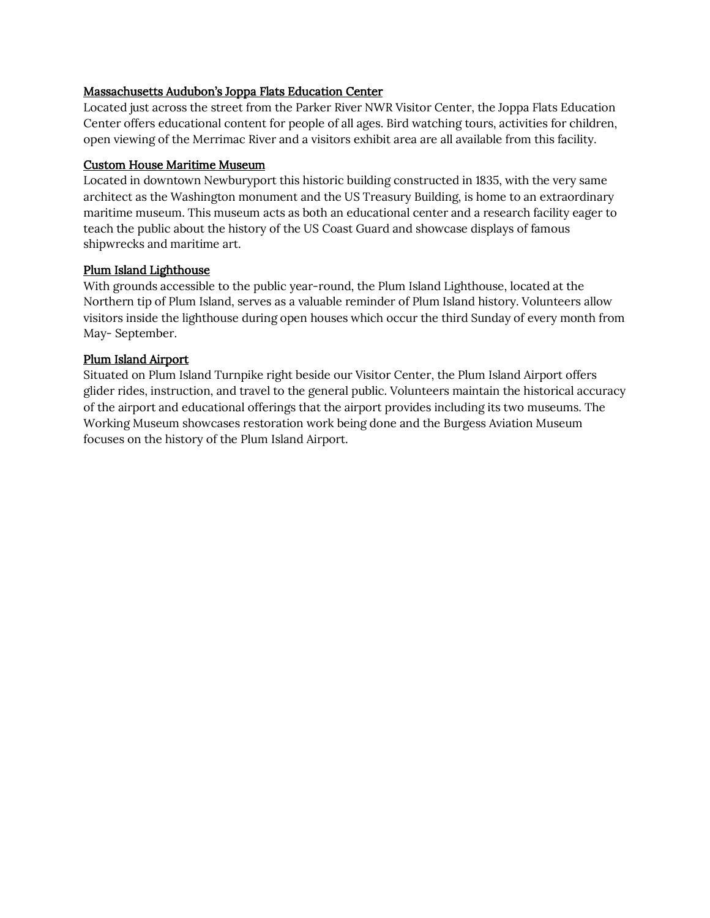<u>Massachusetts Audubon's Joppa Flats Education Center</u>

Located just across the street from the Parker River NWR Visitor Center, the Joppa Flats Education Center offers educational content for people of all ages. Bird watching tours, activities for children, open viewing of the Merrimac River and a visitors exhibit area are all available from this facility.

<u>Custom House Maritime Museum</u>

Located in downtown Newburyport this historic building constructed in 1835, with the very same architect as the Washington monument and the US Treasury Building, is home to an extraordinary maritime museum. This museum acts as both an educational center and a research facility eager to teach the public about the history of the US Coast Guard and showcase displays of famous shipwrecks and maritime art.

<u>Plum Island Lighthouse</u>

With grounds accessible to the public year-round, the Plum Island Lighthouse, located at the Northern tip of Plum Island, serves as a valuable reminder of Plum Island history. Volunteers allow visitors inside the lighthouse during open houses which occur the third Sunday of every month from May- September.

<u>Plum Island Airport</u>

Situated on Plum Island Turnpike right beside our Visitor Center, the Plum Island Airport offers glider rides, instruction, and travel to the general public. Volunteers maintain the historical accuracy of the airport and educational offerings that the airport provides including its two museums. The Working Museum showcases restoration work being done and the Burgess Aviation Museum focuses on the history of the Plum Island Airport.